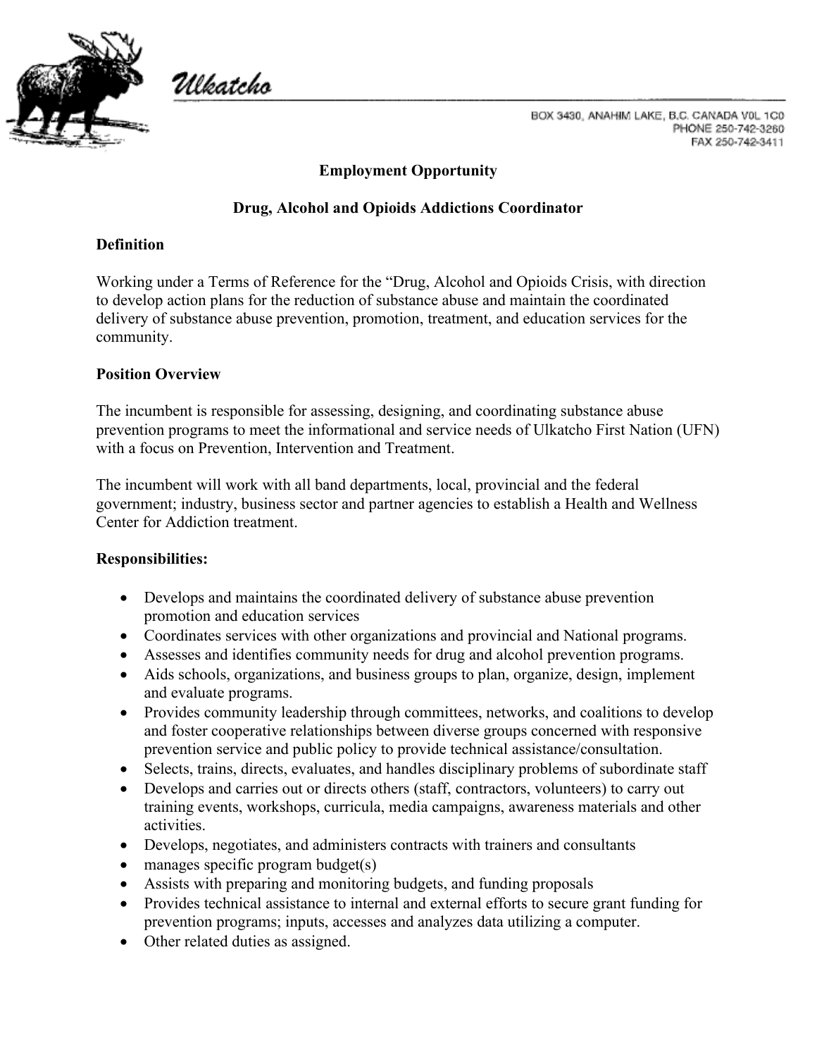Ulkatcho

BOX 3430, ANAHIM LAKE, B.C. CANADA V0L 1C0
PHONE 250-742-3260
FAX 250-742-3411

# Employment Opportunity

## Drug, Alcohol and Opioids Addictions Coordinator

**Definition**

Working under a Terms of Reference for the "Drug, Alcohol and Opioids Crisis, with direction to develop action plans for the reduction of substance abuse and maintain the coordinated delivery of substance abuse prevention, promotion, treatment, and education services for the community.

**Position Overview**

The incumbent is responsible for assessing, designing, and coordinating substance abuse prevention programs to meet the informational and service needs of Ulkatcho First Nation (UFN) with a focus on Prevention, Intervention and Treatment.

The incumbent will work with all band departments, local, provincial and the federal government; industry, business sector and partner agencies to establish a Health and Wellness Center for Addiction treatment.

**Responsibilities:**

- Develops and maintains the coordinated delivery of substance abuse prevention promotion and education services
- Coordinates services with other organizations and provincial and National programs.
- Assesses and identifies community needs for drug and alcohol prevention programs.
- Aids schools, organizations, and business groups to plan, organize, design, implement and evaluate programs.
- Provides community leadership through committees, networks, and coalitions to develop and foster cooperative relationships between diverse groups concerned with responsive prevention service and public policy to provide technical assistance/consultation.
- Selects, trains, directs, evaluates, and handles disciplinary problems of subordinate staff
- Develops and carries out or directs others (staff, contractors, volunteers) to carry out training events, workshops, curricula, media campaigns, awareness materials and other activities.
- Develops, negotiates, and administers contracts with trainers and consultants
- manages specific program budget(s)
- Assists with preparing and monitoring budgets, and funding proposals
- Provides technical assistance to internal and external efforts to secure grant funding for prevention programs; inputs, accesses and analyzes data utilizing a computer.
- Other related duties as assigned.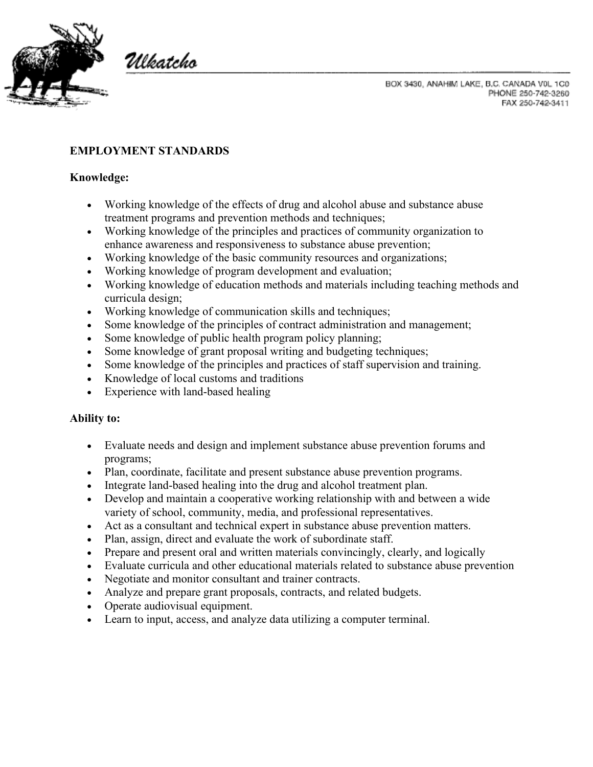Ulkatcho

BOX 3430, ANAHIM LAKE, B.C. CANADA V0L 1C0
PHONE 250-742-3260
FAX 250-742-3411

## EMPLOYMENT STANDARDS

**Knowledge:**

- Working knowledge of the effects of drug and alcohol abuse and substance abuse treatment programs and prevention methods and techniques;
- Working knowledge of the principles and practices of community organization to enhance awareness and responsiveness to substance abuse prevention;
- Working knowledge of the basic community resources and organizations;
- Working knowledge of program development and evaluation;
- Working knowledge of education methods and materials including teaching methods and curricula design;
- Working knowledge of communication skills and techniques;
- Some knowledge of the principles of contract administration and management;
- Some knowledge of public health program policy planning;
- Some knowledge of grant proposal writing and budgeting techniques;
- Some knowledge of the principles and practices of staff supervision and training.
- Knowledge of local customs and traditions
- Experience with land-based healing

**Ability to:**

- Evaluate needs and design and implement substance abuse prevention forums and programs;
- Plan, coordinate, facilitate and present substance abuse prevention programs.
- Integrate land-based healing into the drug and alcohol treatment plan.
- Develop and maintain a cooperative working relationship with and between a wide variety of school, community, media, and professional representatives.
- Act as a consultant and technical expert in substance abuse prevention matters.
- Plan, assign, direct and evaluate the work of subordinate staff.
- Prepare and present oral and written materials convincingly, clearly, and logically
- Evaluate curricula and other educational materials related to substance abuse prevention
- Negotiate and monitor consultant and trainer contracts.
- Analyze and prepare grant proposals, contracts, and related budgets.
- Operate audiovisual equipment.
- Learn to input, access, and analyze data utilizing a computer terminal.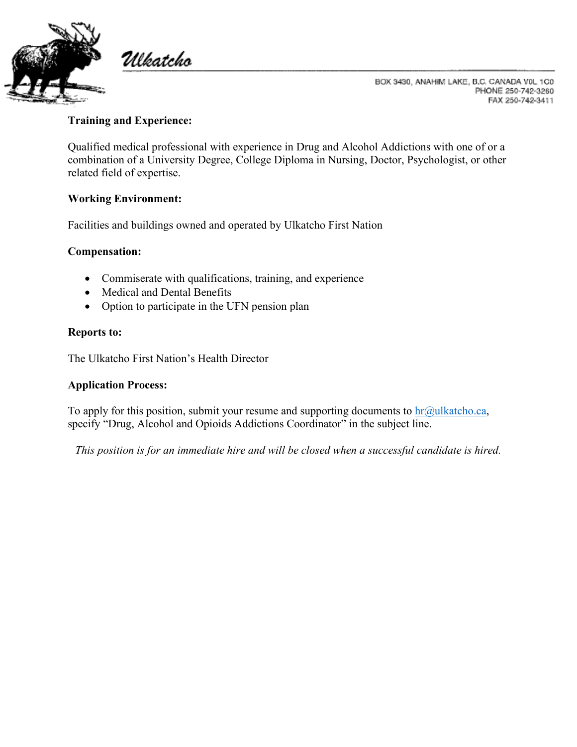Ulkatcho

BOX 3430, ANAHIM LAKE, B.C. CANADA V0L 1C0
PHONE 250-742-3260
FAX 250-742-3411

**Training and Experience:**

Qualified medical professional with experience in Drug and Alcohol Addictions with one of or a combination of a University Degree, College Diploma in Nursing, Doctor, Psychologist, or other related field of expertise.

**Working Environment:**

Facilities and buildings owned and operated by Ulkatcho First Nation

**Compensation:**

- Commiserate with qualifications, training, and experience
- Medical and Dental Benefits
- Option to participate in the UFN pension plan

**Reports to:**

The Ulkatcho First Nation's Health Director

**Application Process:**

To apply for this position, submit your resume and supporting documents to hr@ulkatcho.ca, specify "Drug, Alcohol and Opioids Addictions Coordinator" in the subject line.

*This position is for an immediate hire and will be closed when a successful candidate is hired.*